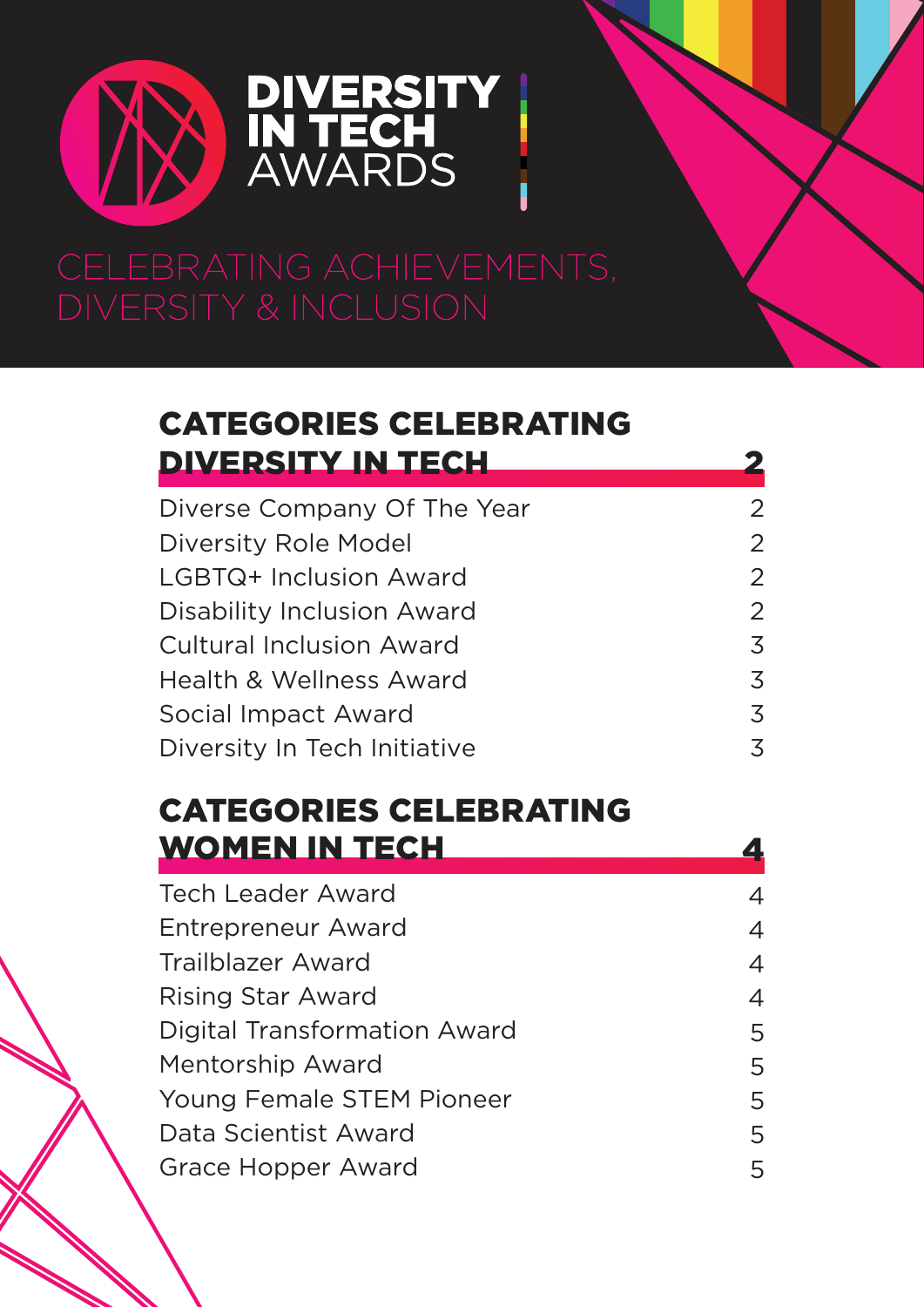# DIVERSITY IN TECH AWARDS

CELEBRATING ACHIEVEMENTS, DIVERSITY & INCLUSION

## CATEGORIES CELEBRATING DIVERSITY IN TECH — 2

| | |
|---|---|
| Diverse Company Of The Year | 2 |
| Diversity Role Model | 2 |
| LGBTQ+ Inclusion Award | 2 |
| Disability Inclusion Award | 2 |
| Cultural Inclusion Award | 3 |
| Health & Wellness Award | 3 |
| Social Impact Award | 3 |
| Diversity In Tech Initiative | 3 |

## CATEGORIES CELEBRATING WOMEN IN TECH — 4

| | |
|---|---|
| Tech Leader Award | 4 |
| Entrepreneur Award | 4 |
| Trailblazer Award | 4 |
| Rising Star Award | 4 |
| Digital Transformation Award | 5 |
| Mentorship Award | 5 |
| Young Female STEM Pioneer | 5 |
| Data Scientist Award | 5 |
| Grace Hopper Award | 5 |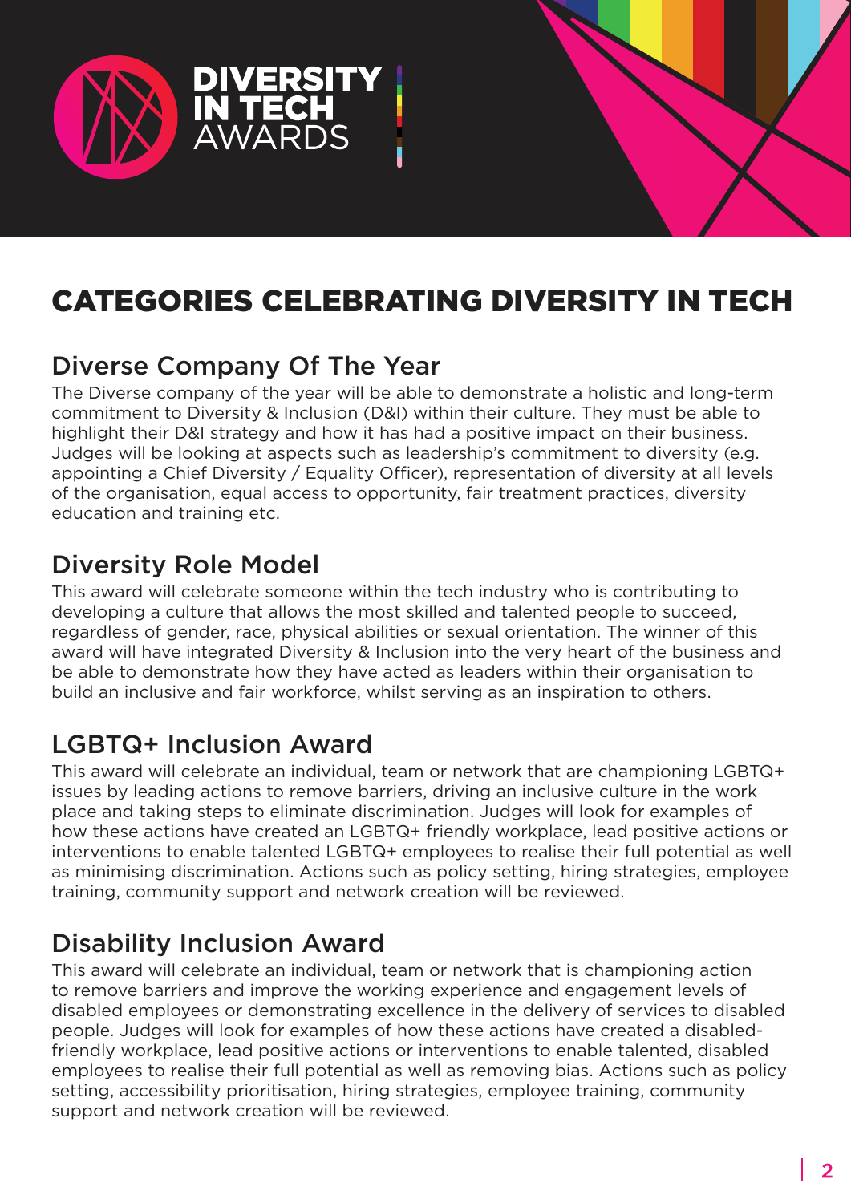DIVERSITY IN TECH AWARDS

# CATEGORIES CELEBRATING DIVERSITY IN TECH

## Diverse Company Of The Year

The Diverse company of the year will be able to demonstrate a holistic and long-term commitment to Diversity & Inclusion (D&I) within their culture. They must be able to highlight their D&I strategy and how it has had a positive impact on their business. Judges will be looking at aspects such as leadership's commitment to diversity (e.g. appointing a Chief Diversity / Equality Officer), representation of diversity at all levels of the organisation, equal access to opportunity, fair treatment practices, diversity education and training etc.

## Diversity Role Model

This award will celebrate someone within the tech industry who is contributing to developing a culture that allows the most skilled and talented people to succeed, regardless of gender, race, physical abilities or sexual orientation. The winner of this award will have integrated Diversity & Inclusion into the very heart of the business and be able to demonstrate how they have acted as leaders within their organisation to build an inclusive and fair workforce, whilst serving as an inspiration to others.

## LGBTQ+ Inclusion Award

This award will celebrate an individual, team or network that are championing LGBTQ+ issues by leading actions to remove barriers, driving an inclusive culture in the work place and taking steps to eliminate discrimination. Judges will look for examples of how these actions have created an LGBTQ+ friendly workplace, lead positive actions or interventions to enable talented LGBTQ+ employees to realise their full potential as well as minimising discrimination. Actions such as policy setting, hiring strategies, employee training, community support and network creation will be reviewed.

## Disability Inclusion Award

This award will celebrate an individual, team or network that is championing action to remove barriers and improve the working experience and engagement levels of disabled employees or demonstrating excellence in the delivery of services to disabled people. Judges will look for examples of how these actions have created a disabled-friendly workplace, lead positive actions or interventions to enable talented, disabled employees to realise their full potential as well as removing bias. Actions such as policy setting, accessibility prioritisation, hiring strategies, employee training, community support and network creation will be reviewed.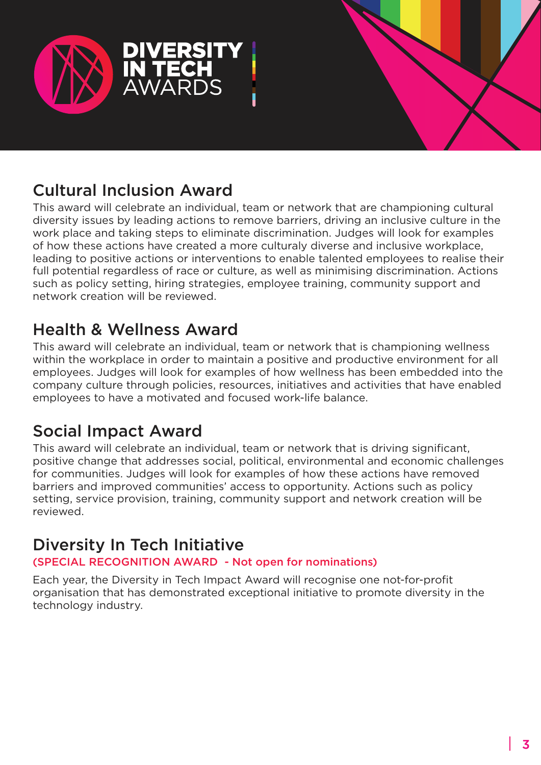## Cultural Inclusion Award

This award will celebrate an individual, team or network that are championing cultural diversity issues by leading actions to remove barriers, driving an inclusive culture in the work place and taking steps to eliminate discrimination. Judges will look for examples of how these actions have created a more culturaly diverse and inclusive workplace, leading to positive actions or interventions to enable talented employees to realise their full potential regardless of race or culture, as well as minimising discrimination. Actions such as policy setting, hiring strategies, employee training, community support and network creation will be reviewed.

## Health & Wellness Award

This award will celebrate an individual, team or network that is championing wellness within the workplace in order to maintain a positive and productive environment for all employees. Judges will look for examples of how wellness has been embedded into the company culture through policies, resources, initiatives and activities that have enabled employees to have a motivated and focused work-life balance.

## Social Impact Award

This award will celebrate an individual, team or network that is driving significant, positive change that addresses social, political, environmental and economic challenges for communities. Judges will look for examples of how these actions have removed barriers and improved communities' access to opportunity. Actions such as policy setting, service provision, training, community support and network creation will be reviewed.

## Diversity In Tech Initiative

(SPECIAL RECOGNITION AWARD - Not open for nominations)

Each year, the Diversity in Tech Impact Award will recognise one not-for-profit organisation that has demonstrated exceptional initiative to promote diversity in the technology industry.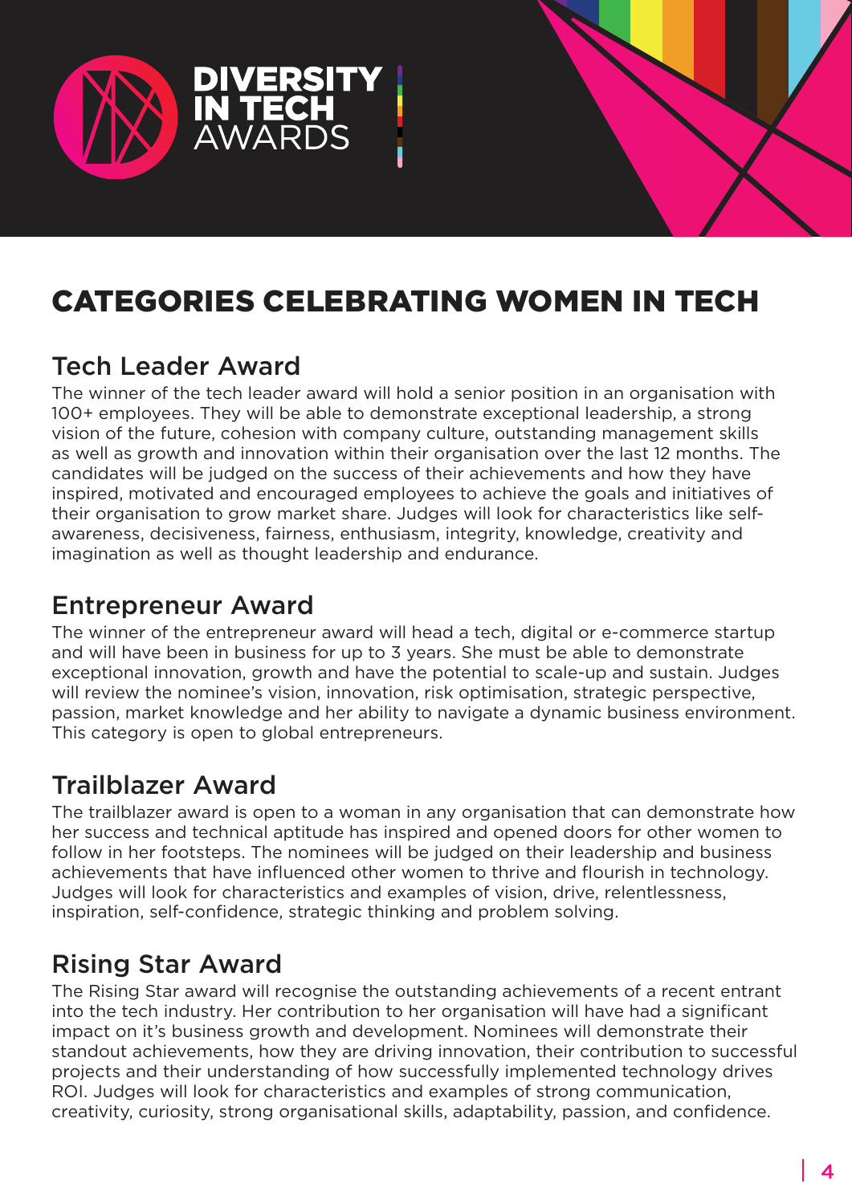DIVERSITY IN TECH AWARDS

# CATEGORIES CELEBRATING WOMEN IN TECH

## Tech Leader Award

The winner of the tech leader award will hold a senior position in an organisation with 100+ employees. They will be able to demonstrate exceptional leadership, a strong vision of the future, cohesion with company culture, outstanding management skills as well as growth and innovation within their organisation over the last 12 months. The candidates will be judged on the success of their achievements and how they have inspired, motivated and encouraged employees to achieve the goals and initiatives of their organisation to grow market share. Judges will look for characteristics like self-awareness, decisiveness, fairness, enthusiasm, integrity, knowledge, creativity and imagination as well as thought leadership and endurance.

## Entrepreneur Award

The winner of the entrepreneur award will head a tech, digital or e-commerce startup and will have been in business for up to 3 years. She must be able to demonstrate exceptional innovation, growth and have the potential to scale-up and sustain. Judges will review the nominee's vision, innovation, risk optimisation, strategic perspective, passion, market knowledge and her ability to navigate a dynamic business environment. This category is open to global entrepreneurs.

## Trailblazer Award

The trailblazer award is open to a woman in any organisation that can demonstrate how her success and technical aptitude has inspired and opened doors for other women to follow in her footsteps. The nominees will be judged on their leadership and business achievements that have influenced other women to thrive and flourish in technology. Judges will look for characteristics and examples of vision, drive, relentlessness, inspiration, self-confidence, strategic thinking and problem solving.

## Rising Star Award

The Rising Star award will recognise the outstanding achievements of a recent entrant into the tech industry. Her contribution to her organisation will have had a significant impact on it's business growth and development. Nominees will demonstrate their standout achievements, how they are driving innovation, their contribution to successful projects and their understanding of how successfully implemented technology drives ROI. Judges will look for characteristics and examples of strong communication, creativity, curiosity, strong organisational skills, adaptability, passion, and confidence.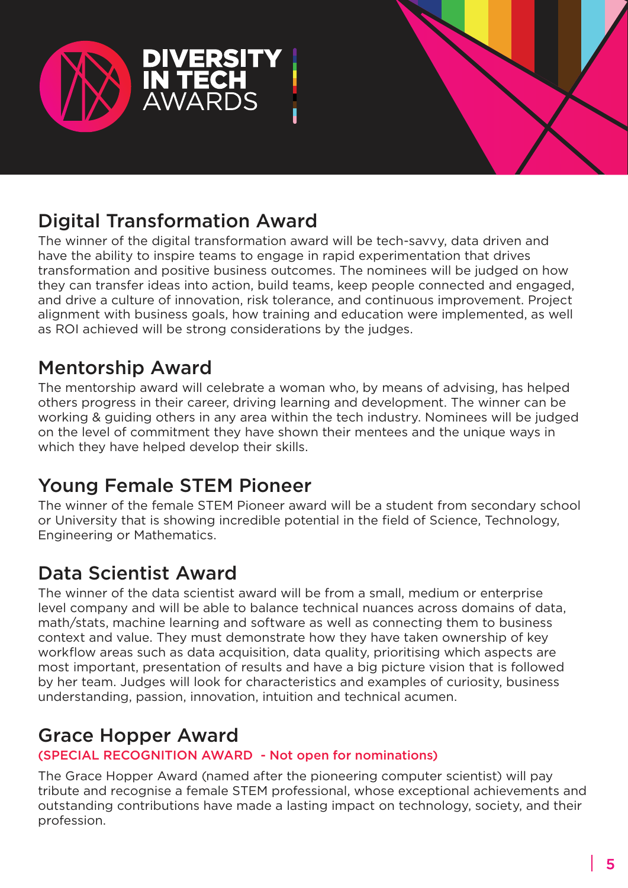DIVERSITY IN TECH AWARDS

## Digital Transformation Award

The winner of the digital transformation award will be tech-savvy, data driven and have the ability to inspire teams to engage in rapid experimentation that drives transformation and positive business outcomes. The nominees will be judged on how they can transfer ideas into action, build teams, keep people connected and engaged, and drive a culture of innovation, risk tolerance, and continuous improvement. Project alignment with business goals, how training and education were implemented, as well as ROI achieved will be strong considerations by the judges.

## Mentorship Award

The mentorship award will celebrate a woman who, by means of advising, has helped others progress in their career, driving learning and development. The winner can be working & guiding others in any area within the tech industry. Nominees will be judged on the level of commitment they have shown their mentees and the unique ways in which they have helped develop their skills.

## Young Female STEM Pioneer

The winner of the female STEM Pioneer award will be a student from secondary school or University that is showing incredible potential in the field of Science, Technology, Engineering or Mathematics.

## Data Scientist Award

The winner of the data scientist award will be from a small, medium or enterprise level company and will be able to balance technical nuances across domains of data, math/stats, machine learning and software as well as connecting them to business context and value. They must demonstrate how they have taken ownership of key workflow areas such as data acquisition, data quality, prioritising which aspects are most important, presentation of results and have a big picture vision that is followed by her team. Judges will look for characteristics and examples of curiosity, business understanding, passion, innovation, intuition and technical acumen.

## Grace Hopper Award

(SPECIAL RECOGNITION AWARD - Not open for nominations)

The Grace Hopper Award (named after the pioneering computer scientist) will pay tribute and recognise a female STEM professional, whose exceptional achievements and outstanding contributions have made a lasting impact on technology, society, and their profession.